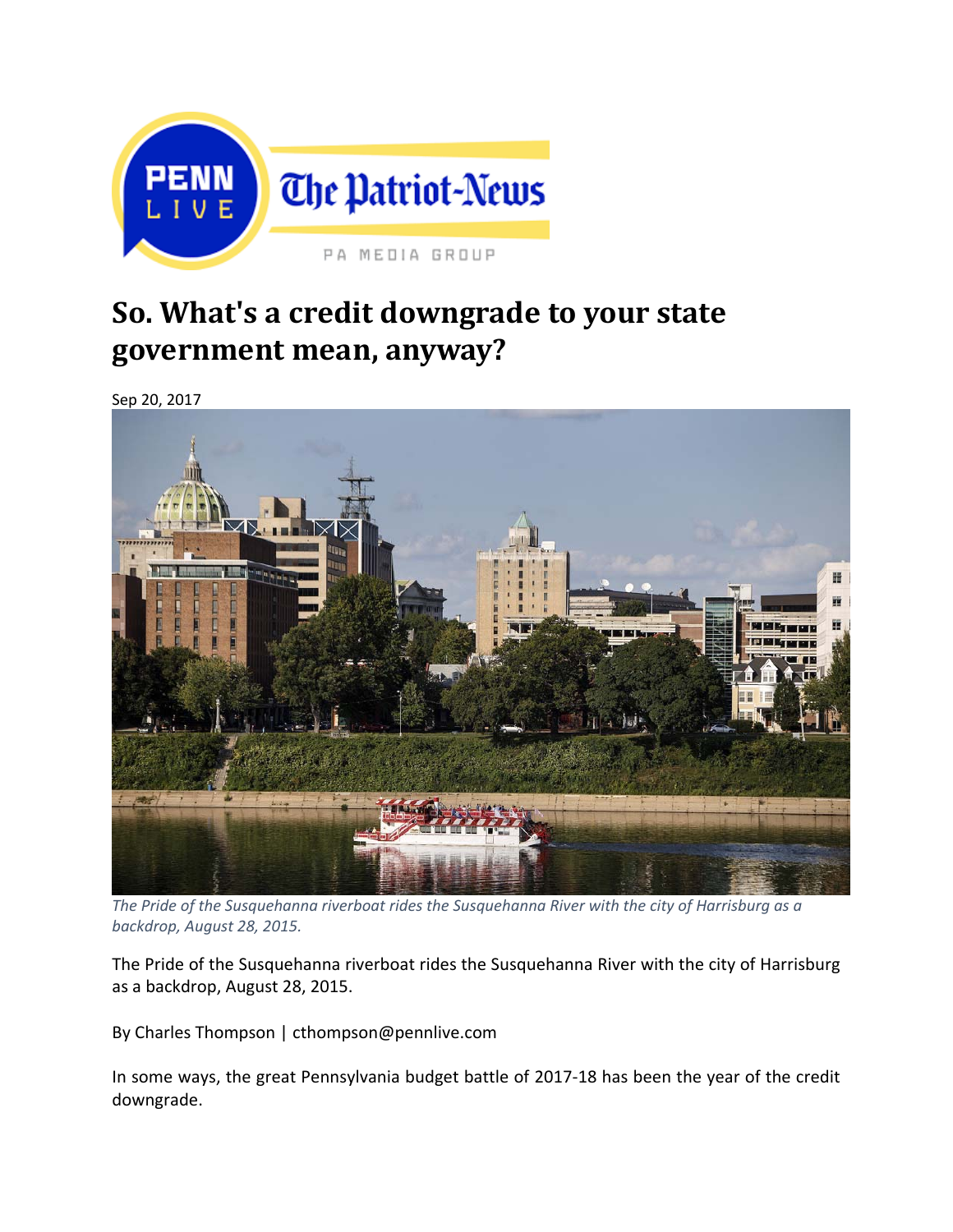# So. What's a credit downgrade to your state government mean, anyway?

Sep 20, 2017

*The Pride of the Susquehanna riverboat rides the Susquehanna River with the city of Harrisburg as a backdrop, August 28, 2015.*

The Pride of the Susquehanna riverboat rides the Susquehanna River with the city of Harrisburg as a backdrop, August 28, 2015.

By Charles Thompson | cthompson@pennlive.com

In some ways, the great Pennsylvania budget battle of 2017-18 has been the year of the credit downgrade.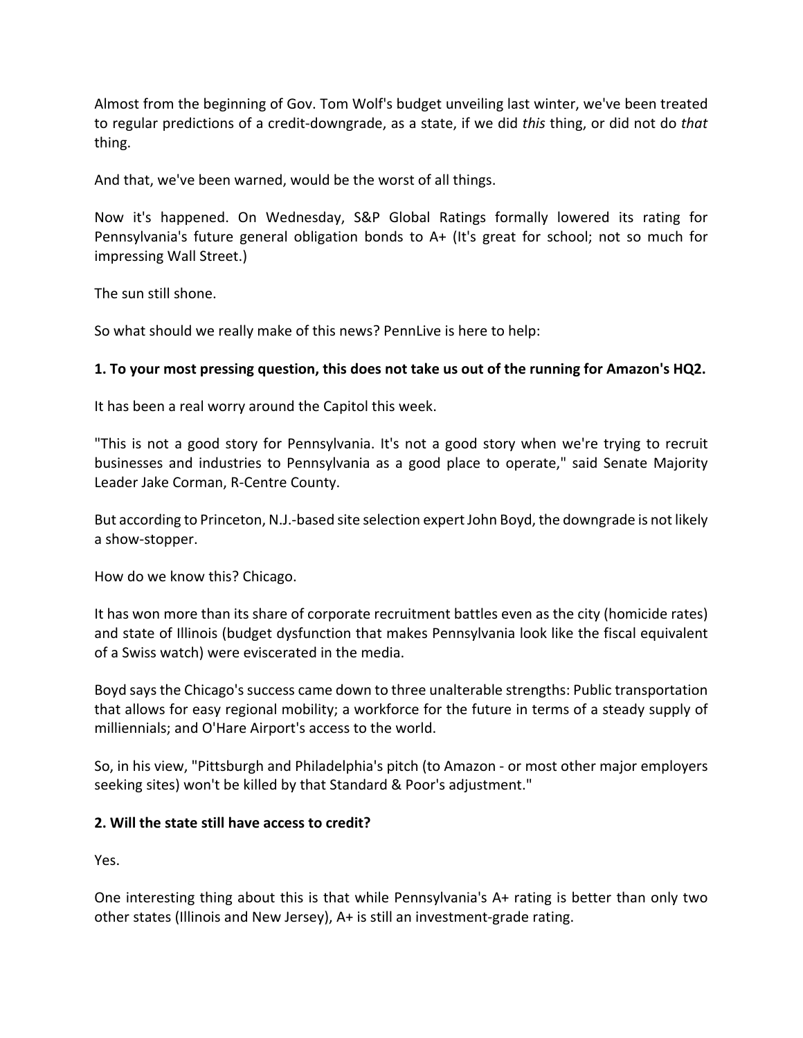Almost from the beginning of Gov. Tom Wolf's budget unveiling last winter, we've been treated to regular predictions of a credit-downgrade, as a state, if we did *this* thing, or did not do *that* thing.

And that, we've been warned, would be the worst of all things.

Now it's happened. On Wednesday, S&P Global Ratings formally lowered its rating for Pennsylvania's future general obligation bonds to A+ (It's great for school; not so much for impressing Wall Street.)

The sun still shone.

So what should we really make of this news? PennLive is here to help:

**1. To your most pressing question, this does not take us out of the running for Amazon's HQ2.**

It has been a real worry around the Capitol this week.

"This is not a good story for Pennsylvania. It's not a good story when we're trying to recruit businesses and industries to Pennsylvania as a good place to operate," said Senate Majority Leader Jake Corman, R-Centre County.

But according to Princeton, N.J.-based site selection expert John Boyd, the downgrade is not likely a show-stopper.

How do we know this? Chicago.

It has won more than its share of corporate recruitment battles even as the city (homicide rates) and state of Illinois (budget dysfunction that makes Pennsylvania look like the fiscal equivalent of a Swiss watch) were eviscerated in the media.

Boyd says the Chicago's success came down to three unalterable strengths: Public transportation that allows for easy regional mobility; a workforce for the future in terms of a steady supply of milliennials; and O'Hare Airport's access to the world.

So, in his view, "Pittsburgh and Philadelphia's pitch (to Amazon - or most other major employers seeking sites) won't be killed by that Standard & Poor's adjustment."

**2. Will the state still have access to credit?**

Yes.

One interesting thing about this is that while Pennsylvania's A+ rating is better than only two other states (Illinois and New Jersey), A+ is still an investment-grade rating.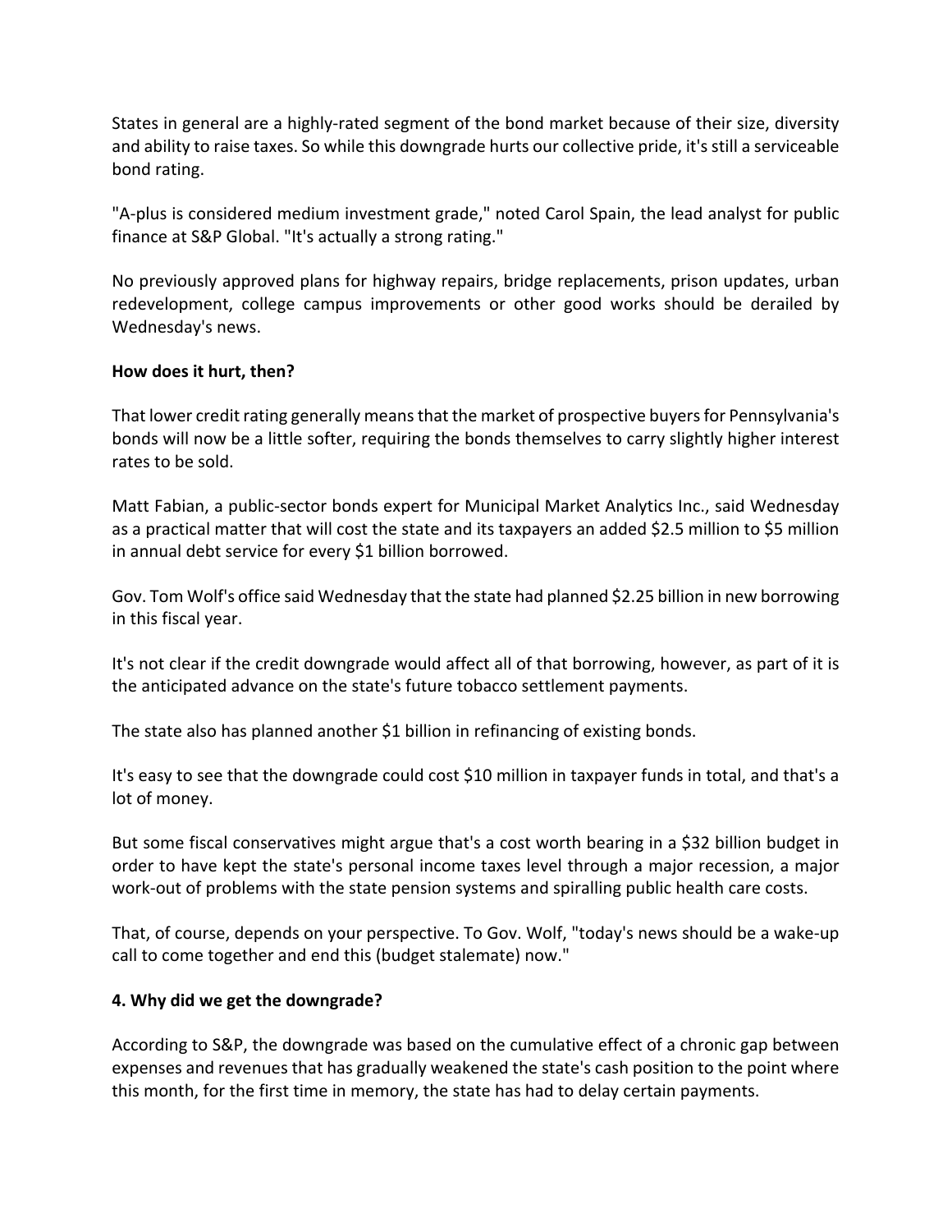States in general are a highly-rated segment of the bond market because of their size, diversity and ability to raise taxes. So while this downgrade hurts our collective pride, it's still a serviceable bond rating.

"A-plus is considered medium investment grade," noted Carol Spain, the lead analyst for public finance at S&P Global. "It's actually a strong rating."

No previously approved plans for highway repairs, bridge replacements, prison updates, urban redevelopment, college campus improvements or other good works should be derailed by Wednesday's news.

**How does it hurt, then?**

That lower credit rating generally means that the market of prospective buyers for Pennsylvania's bonds will now be a little softer, requiring the bonds themselves to carry slightly higher interest rates to be sold.

Matt Fabian, a public-sector bonds expert for Municipal Market Analytics Inc., said Wednesday as a practical matter that will cost the state and its taxpayers an added $2.5 million to $5 million in annual debt service for every $1 billion borrowed.

Gov. Tom Wolf's office said Wednesday that the state had planned $2.25 billion in new borrowing in this fiscal year.

It's not clear if the credit downgrade would affect all of that borrowing, however, as part of it is the anticipated advance on the state's future tobacco settlement payments.

The state also has planned another $1 billion in refinancing of existing bonds.

It's easy to see that the downgrade could cost $10 million in taxpayer funds in total, and that's a lot of money.

But some fiscal conservatives might argue that's a cost worth bearing in a $32 billion budget in order to have kept the state's personal income taxes level through a major recession, a major work-out of problems with the state pension systems and spiralling public health care costs.

That, of course, depends on your perspective. To Gov. Wolf, "today's news should be a wake-up call to come together and end this (budget stalemate) now."

**4. Why did we get the downgrade?**

According to S&P, the downgrade was based on the cumulative effect of a chronic gap between expenses and revenues that has gradually weakened the state's cash position to the point where this month, for the first time in memory, the state has had to delay certain payments.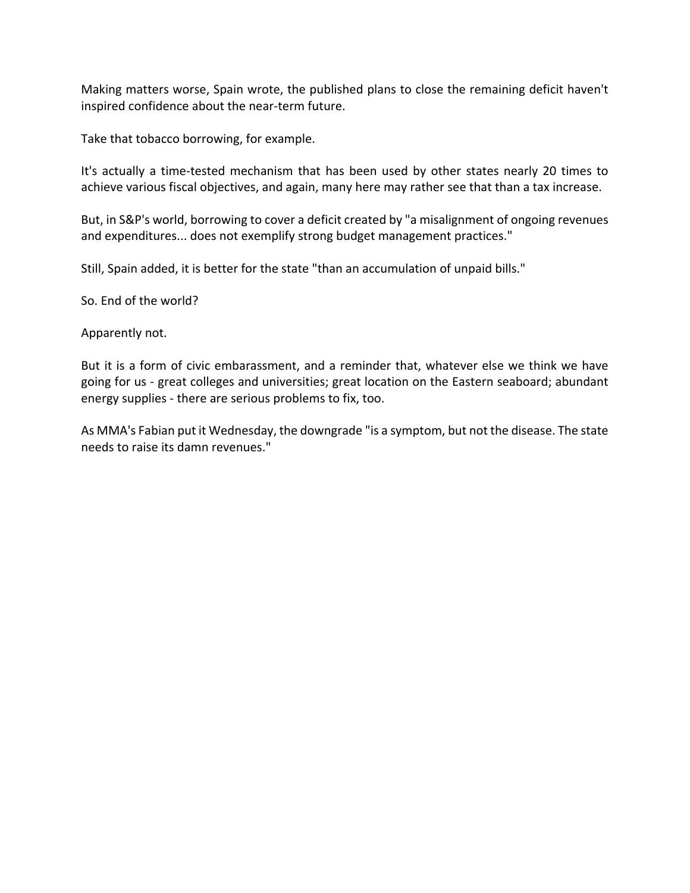Making matters worse, Spain wrote, the published plans to close the remaining deficit haven't inspired confidence about the near-term future.

Take that tobacco borrowing, for example.

It's actually a time-tested mechanism that has been used by other states nearly 20 times to achieve various fiscal objectives, and again, many here may rather see that than a tax increase.

But, in S&P's world, borrowing to cover a deficit created by "a misalignment of ongoing revenues and expenditures... does not exemplify strong budget management practices."

Still, Spain added, it is better for the state "than an accumulation of unpaid bills."

So. End of the world?

Apparently not.

But it is a form of civic embarassment, and a reminder that, whatever else we think we have going for us - great colleges and universities; great location on the Eastern seaboard; abundant energy supplies - there are serious problems to fix, too.

As MMA's Fabian put it Wednesday, the downgrade "is a symptom, but not the disease. The state needs to raise its damn revenues."